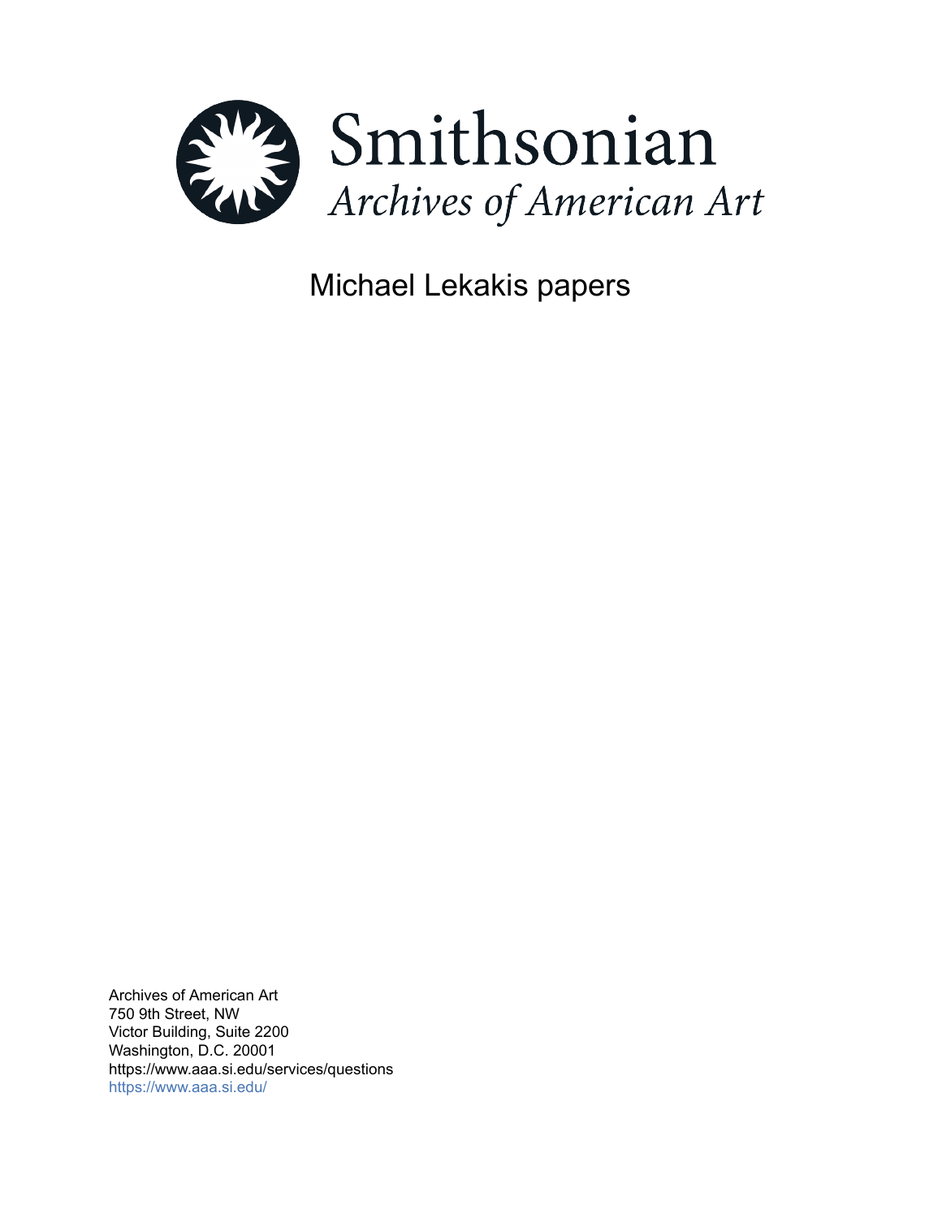# Smithsonian
*Archives of American Art*

## Michael Lekakis papers

Archives of American Art
750 9th Street, NW
Victor Building, Suite 2200
Washington, D.C. 20001
https://www.aaa.si.edu/services/questions
https://www.aaa.si.edu/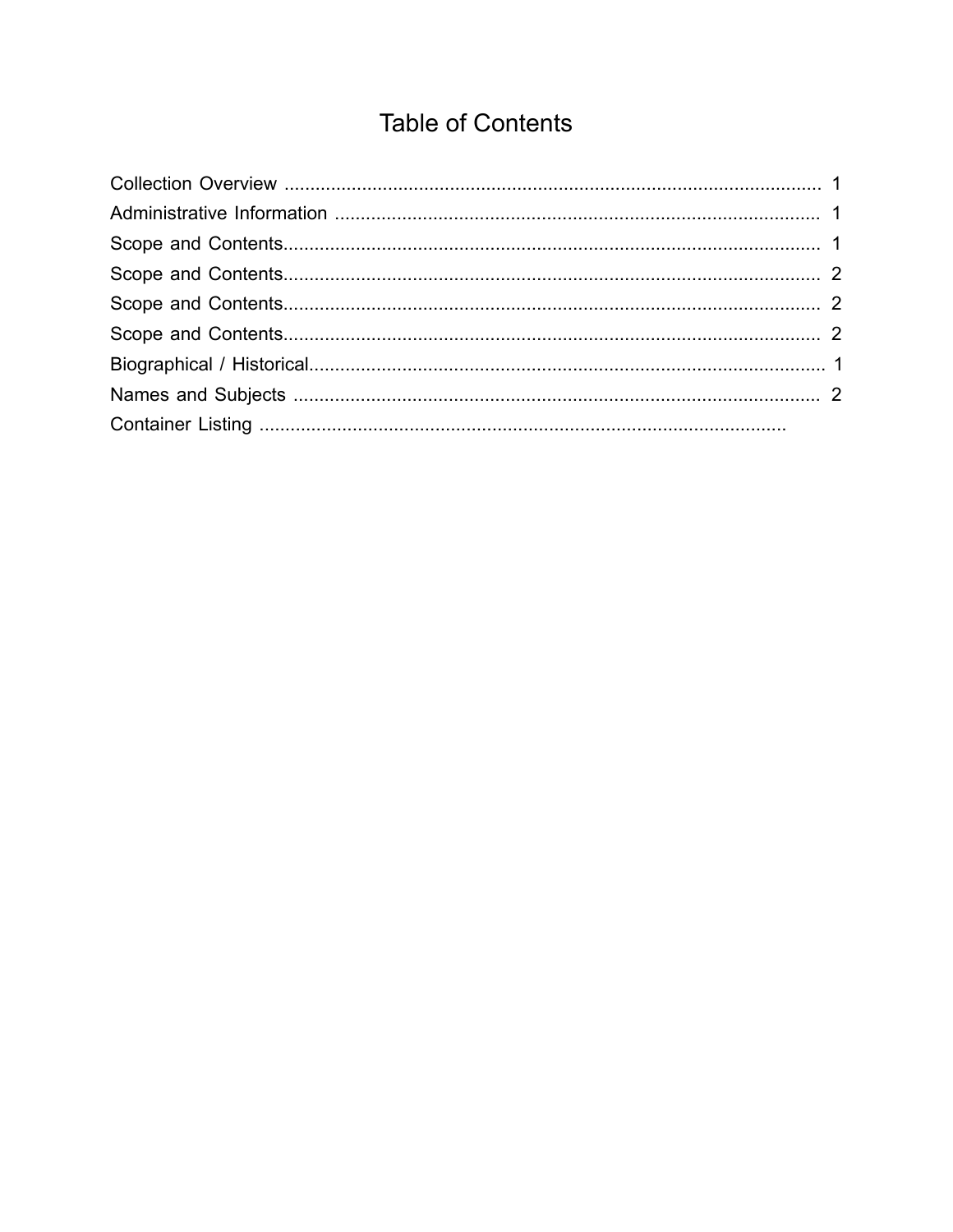# Table of Contents

Collection Overview ........................................................................................................ 1
Administrative Information .............................................................................................. 1
Scope and Contents........................................................................................................ 1
Scope and Contents........................................................................................................ 2
Scope and Contents........................................................................................................ 2
Scope and Contents........................................................................................................ 2
Biographical / Historical................................................................................................... 1
Names and Subjects ...................................................................................................... 2
Container Listing ......................................................................................................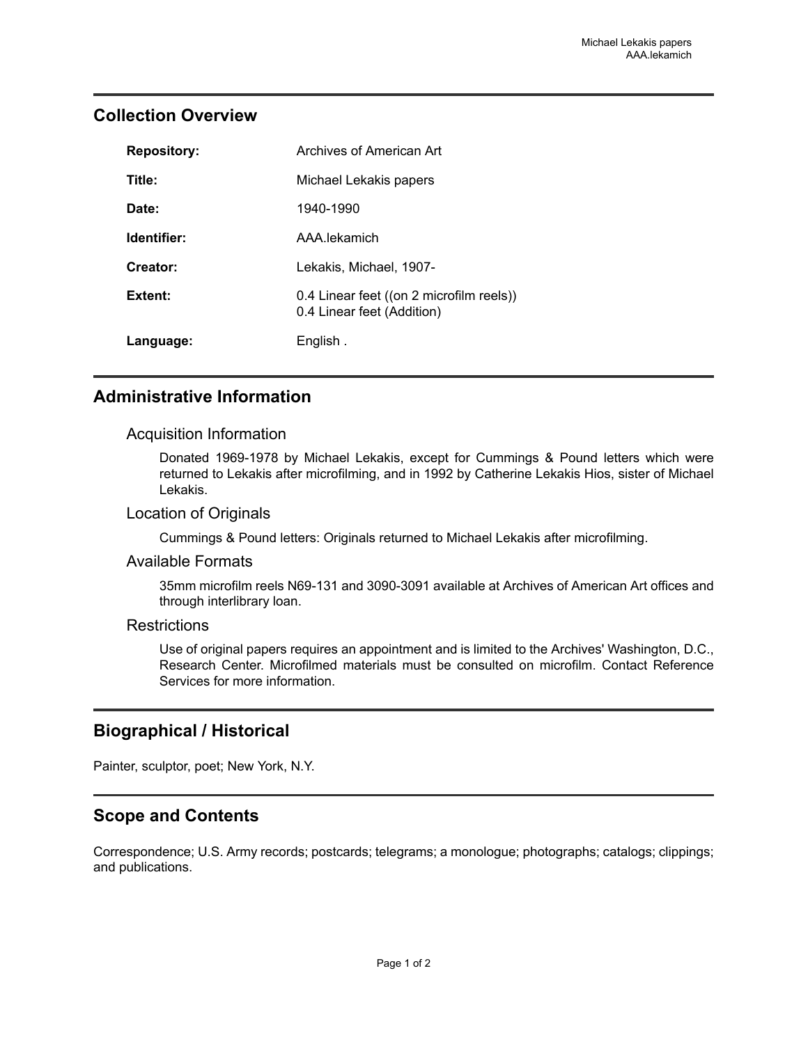## Collection Overview

| | |
|---|---|
| **Repository:** | Archives of American Art |
| **Title:** | Michael Lekakis papers |
| **Date:** | 1940-1990 |
| **Identifier:** | AAA.lekamich |
| **Creator:** | Lekakis, Michael, 1907- |
| **Extent:** | 0.4 Linear feet ((on 2 microfilm reels))<br>0.4 Linear feet (Addition) |
| **Language:** | English . |

## Administrative Information

### Acquisition Information

Donated 1969-1978 by Michael Lekakis, except for Cummings & Pound letters which were returned to Lekakis after microfilming, and in 1992 by Catherine Lekakis Hios, sister of Michael Lekakis.

### Location of Originals

Cummings & Pound letters: Originals returned to Michael Lekakis after microfilming.

### Available Formats

35mm microfilm reels N69-131 and 3090-3091 available at Archives of American Art offices and through interlibrary loan.

### Restrictions

Use of original papers requires an appointment and is limited to the Archives' Washington, D.C., Research Center. Microfilmed materials must be consulted on microfilm. Contact Reference Services for more information.

## Biographical / Historical

Painter, sculptor, poet; New York, N.Y.

## Scope and Contents

Correspondence; U.S. Army records; postcards; telegrams; a monologue; photographs; catalogs; clippings; and publications.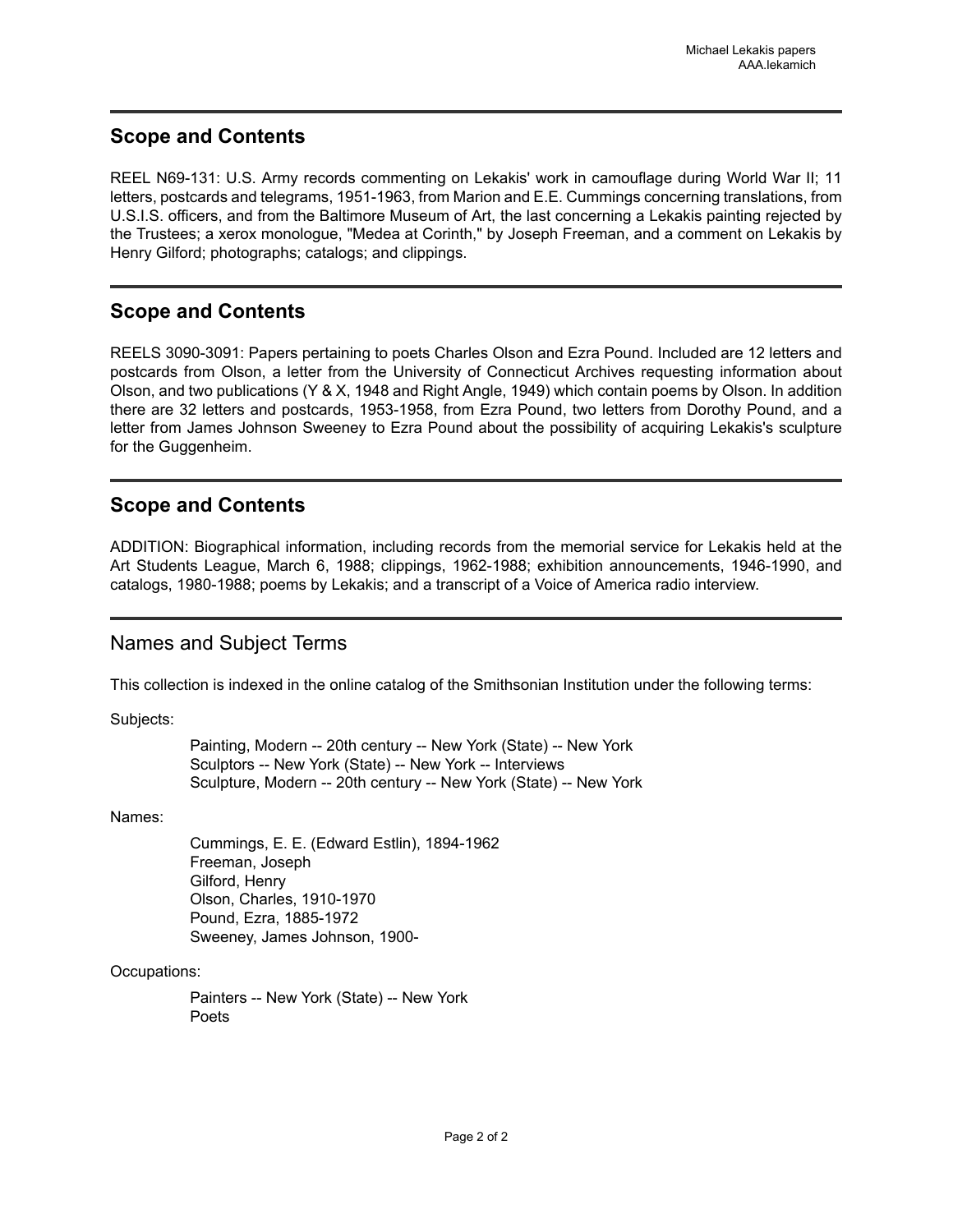## Scope and Contents

REEL N69-131: U.S. Army records commenting on Lekakis' work in camouflage during World War II; 11 letters, postcards and telegrams, 1951-1963, from Marion and E.E. Cummings concerning translations, from U.S.I.S. officers, and from the Baltimore Museum of Art, the last concerning a Lekakis painting rejected by the Trustees; a xerox monologue, "Medea at Corinth," by Joseph Freeman, and a comment on Lekakis by Henry Gilford; photographs; catalogs; and clippings.

## Scope and Contents

REELS 3090-3091: Papers pertaining to poets Charles Olson and Ezra Pound. Included are 12 letters and postcards from Olson, a letter from the University of Connecticut Archives requesting information about Olson, and two publications (Y & X, 1948 and Right Angle, 1949) which contain poems by Olson. In addition there are 32 letters and postcards, 1953-1958, from Ezra Pound, two letters from Dorothy Pound, and a letter from James Johnson Sweeney to Ezra Pound about the possibility of acquiring Lekakis's sculpture for the Guggenheim.

## Scope and Contents

ADDITION: Biographical information, including records from the memorial service for Lekakis held at the Art Students League, March 6, 1988; clippings, 1962-1988; exhibition announcements, 1946-1990, and catalogs, 1980-1988; poems by Lekakis; and a transcript of a Voice of America radio interview.

## Names and Subject Terms

This collection is indexed in the online catalog of the Smithsonian Institution under the following terms:

Subjects:

- Painting, Modern -- 20th century -- New York (State) -- New York
- Sculptors -- New York (State) -- New York -- Interviews
- Sculpture, Modern -- 20th century -- New York (State) -- New York

Names:

- Cummings, E. E. (Edward Estlin), 1894-1962
- Freeman, Joseph
- Gilford, Henry
- Olson, Charles, 1910-1970
- Pound, Ezra, 1885-1972
- Sweeney, James Johnson, 1900-

Occupations:

- Painters -- New York (State) -- New York
- Poets